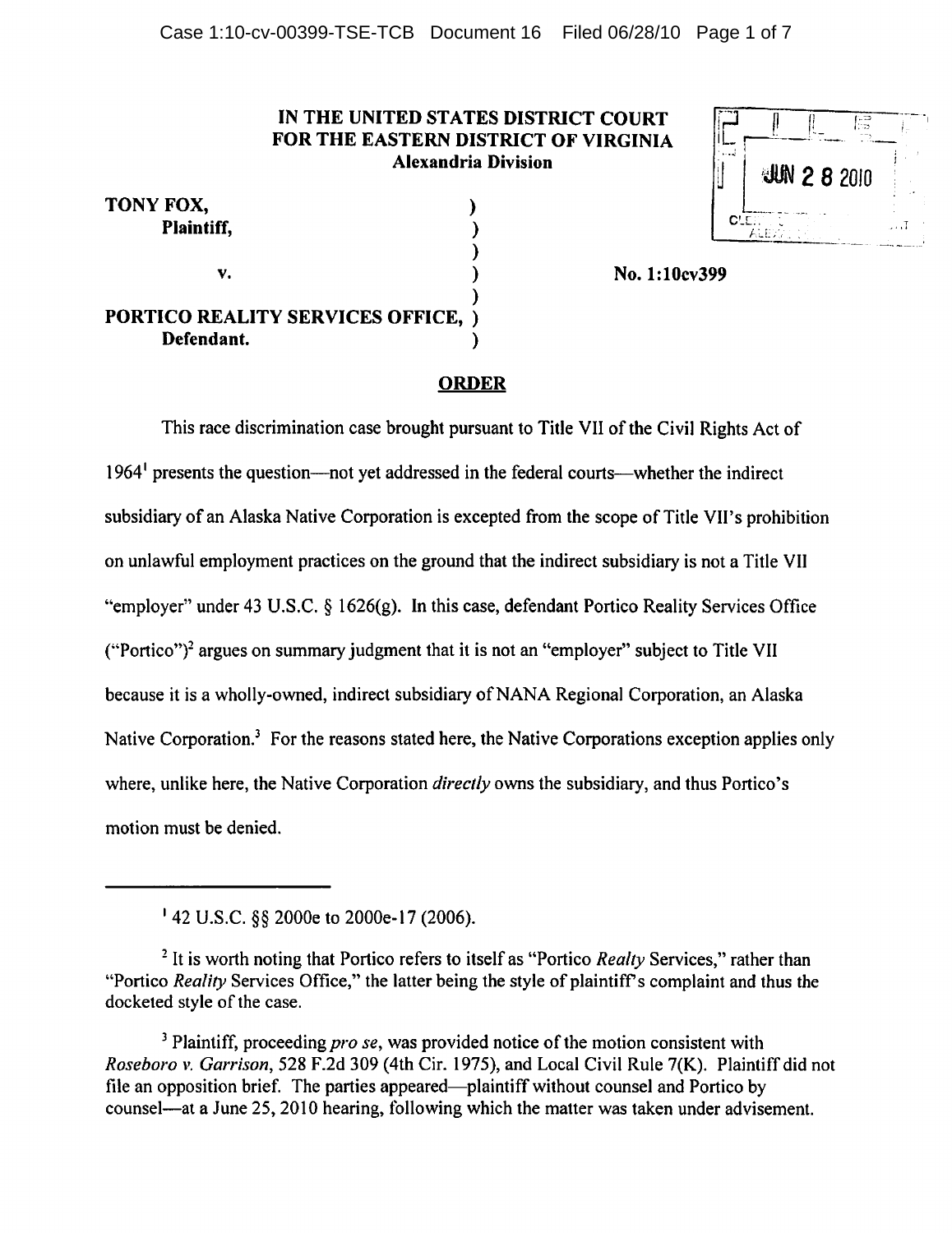**IN THE UNITED STATES DISTRICT COURT**
**FOR THE EASTERN DISTRICT OF VIRGINIA**
**Alexandria Division**

FILED
JUN 28 2010
CLERK, U.S. DISTRICT COURT
ALEXANDRIA, VIRGINIA

**TONY FOX,**
**Plaintiff,**

**v.**

**PORTICO REALITY SERVICES OFFICE,**
**Defendant.**

**No. 1:10cv399**

## ORDER

This race discrimination case brought pursuant to Title VII of the Civil Rights Act of 1964[1] presents the question—not yet addressed in the federal courts—whether the indirect subsidiary of an Alaska Native Corporation is excepted from the scope of Title VII's prohibition on unlawful employment practices on the ground that the indirect subsidiary is not a Title VII "employer" under 43 U.S.C. § 1626(g). In this case, defendant Portico Reality Services Office ("Portico")[2] argues on summary judgment that it is not an "employer" subject to Title VII because it is a wholly-owned, indirect subsidiary of NANA Regional Corporation, an Alaska Native Corporation.[3] For the reasons stated here, the Native Corporations exception applies only where, unlike here, the Native Corporation *directly* owns the subsidiary, and thus Portico's motion must be denied.

---

[1] 42 U.S.C. §§ 2000e to 2000e-17 (2006).

[2] It is worth noting that Portico refers to itself as "Portico *Realty* Services," rather than "Portico *Reality* Services Office," the latter being the style of plaintiff's complaint and thus the docketed style of the case.

[3] Plaintiff, proceeding *pro se*, was provided notice of the motion consistent with *Roseboro v. Garrison*, 528 F.2d 309 (4th Cir. 1975), and Local Civil Rule 7(K). Plaintiff did not file an opposition brief. The parties appeared—plaintiff without counsel and Portico by counsel—at a June 25, 2010 hearing, following which the matter was taken under advisement.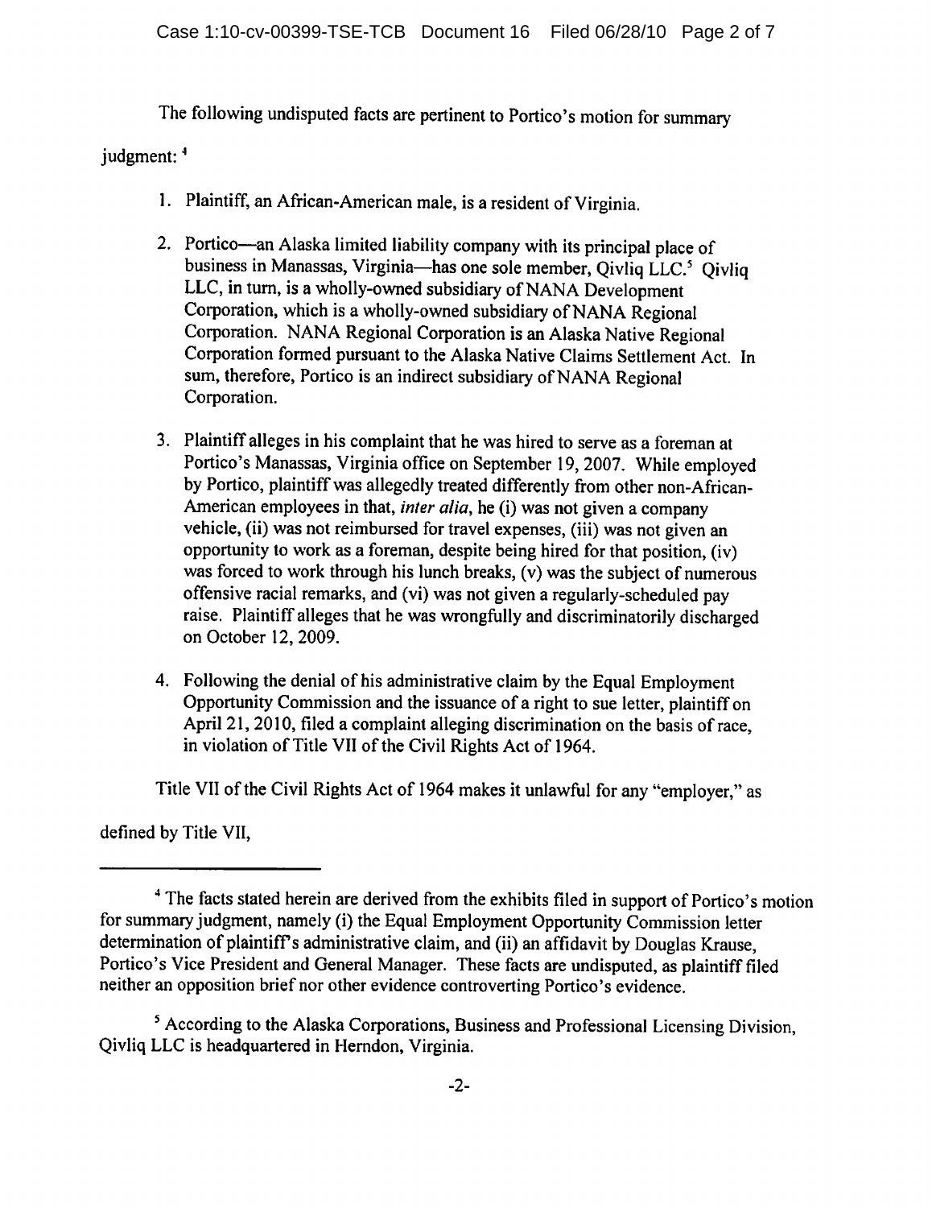The following undisputed facts are pertinent to Portico's motion for summary judgment: [4]

1. Plaintiff, an African-American male, is a resident of Virginia.

2. Portico—an Alaska limited liability company with its principal place of business in Manassas, Virginia—has one sole member, Qivliq LLC.[5] Qivliq LLC, in turn, is a wholly-owned subsidiary of NANA Development Corporation, which is a wholly-owned subsidiary of NANA Regional Corporation. NANA Regional Corporation is an Alaska Native Regional Corporation formed pursuant to the Alaska Native Claims Settlement Act. In sum, therefore, Portico is an indirect subsidiary of NANA Regional Corporation.

3. Plaintiff alleges in his complaint that he was hired to serve as a foreman at Portico's Manassas, Virginia office on September 19, 2007. While employed by Portico, plaintiff was allegedly treated differently from other non-African-American employees in that, *inter alia*, he (i) was not given a company vehicle, (ii) was not reimbursed for travel expenses, (iii) was not given an opportunity to work as a foreman, despite being hired for that position, (iv) was forced to work through his lunch breaks, (v) was the subject of numerous offensive racial remarks, and (vi) was not given a regularly-scheduled pay raise. Plaintiff alleges that he was wrongfully and discriminatorily discharged on October 12, 2009.

4. Following the denial of his administrative claim by the Equal Employment Opportunity Commission and the issuance of a right to sue letter, plaintiff on April 21, 2010, filed a complaint alleging discrimination on the basis of race, in violation of Title VII of the Civil Rights Act of 1964.

Title VII of the Civil Rights Act of 1964 makes it unlawful for any "employer," as defined by Title VII,

---

[4] The facts stated herein are derived from the exhibits filed in support of Portico's motion for summary judgment, namely (i) the Equal Employment Opportunity Commission letter determination of plaintiff's administrative claim, and (ii) an affidavit by Douglas Krause, Portico's Vice President and General Manager. These facts are undisputed, as plaintiff filed neither an opposition brief nor other evidence controverting Portico's evidence.

[5] According to the Alaska Corporations, Business and Professional Licensing Division, Qivliq LLC is headquartered in Herndon, Virginia.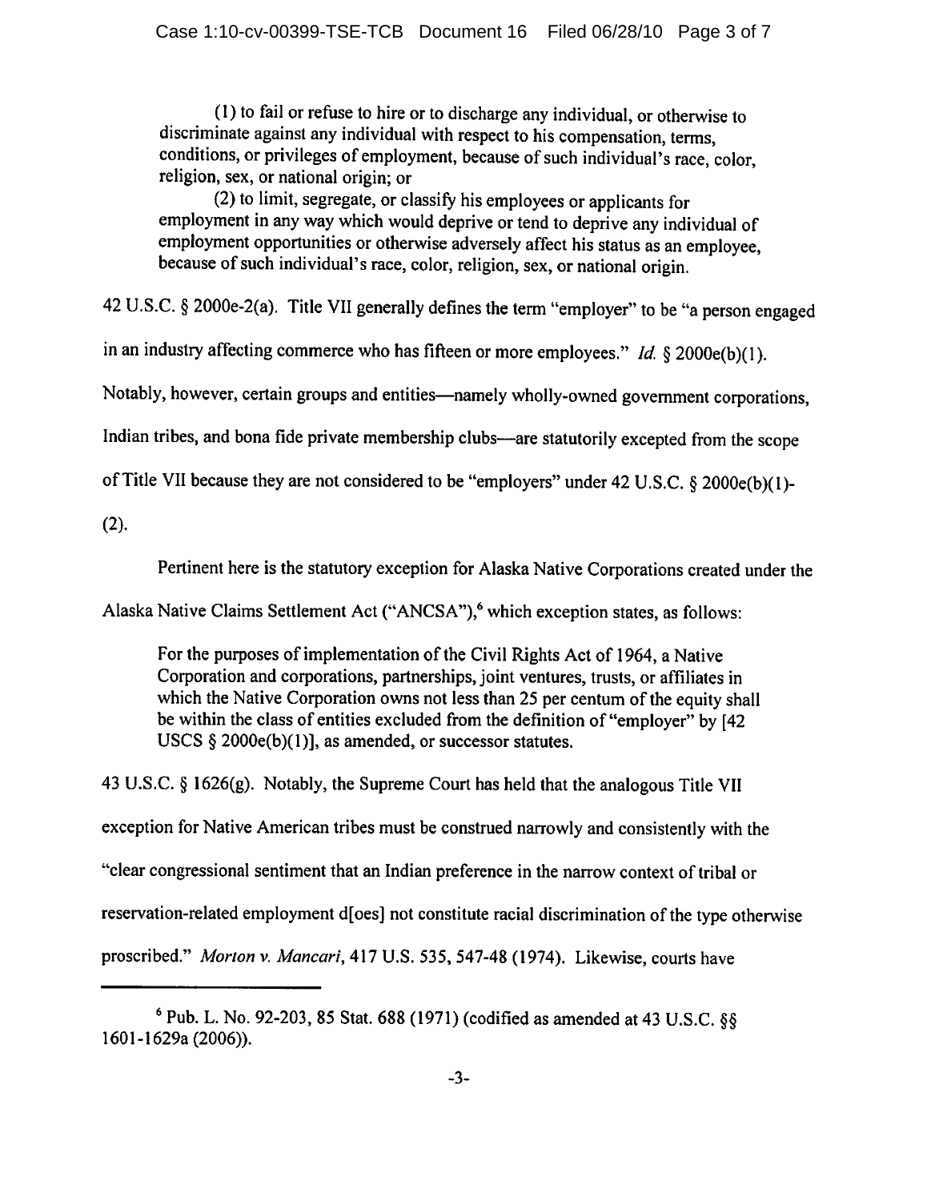> (1) to fail or refuse to hire or to discharge any individual, or otherwise to discriminate against any individual with respect to his compensation, terms, conditions, or privileges of employment, because of such individual's race, color, religion, sex, or national origin; or
>
> (2) to limit, segregate, or classify his employees or applicants for employment in any way which would deprive or tend to deprive any individual of employment opportunities or otherwise adversely affect his status as an employee, because of such individual's race, color, religion, sex, or national origin.

42 U.S.C. § 2000e-2(a). Title VII generally defines the term "employer" to be "a person engaged in an industry affecting commerce who has fifteen or more employees." *Id.* § 2000e(b)(1). Notably, however, certain groups and entities—namely wholly-owned government corporations, Indian tribes, and bona fide private membership clubs—are statutorily excepted from the scope of Title VII because they are not considered to be "employers" under 42 U.S.C. § 2000e(b)(1)-(2).

Pertinent here is the statutory exception for Alaska Native Corporations created under the Alaska Native Claims Settlement Act ("ANCSA"),[6] which exception states, as follows:

> For the purposes of implementation of the Civil Rights Act of 1964, a Native Corporation and corporations, partnerships, joint ventures, trusts, or affiliates in which the Native Corporation owns not less than 25 per centum of the equity shall be within the class of entities excluded from the definition of "employer" by [42 USCS § 2000e(b)(1)], as amended, or successor statutes.

43 U.S.C. § 1626(g). Notably, the Supreme Court has held that the analogous Title VII exception for Native American tribes must be construed narrowly and consistently with the "clear congressional sentiment that an Indian preference in the narrow context of tribal or reservation-related employment d[oes] not constitute racial discrimination of the type otherwise proscribed." *Morton v. Mancari*, 417 U.S. 535, 547-48 (1974). Likewise, courts have

---

[6] Pub. L. No. 92-203, 85 Stat. 688 (1971) (codified as amended at 43 U.S.C. §§ 1601-1629a (2006)).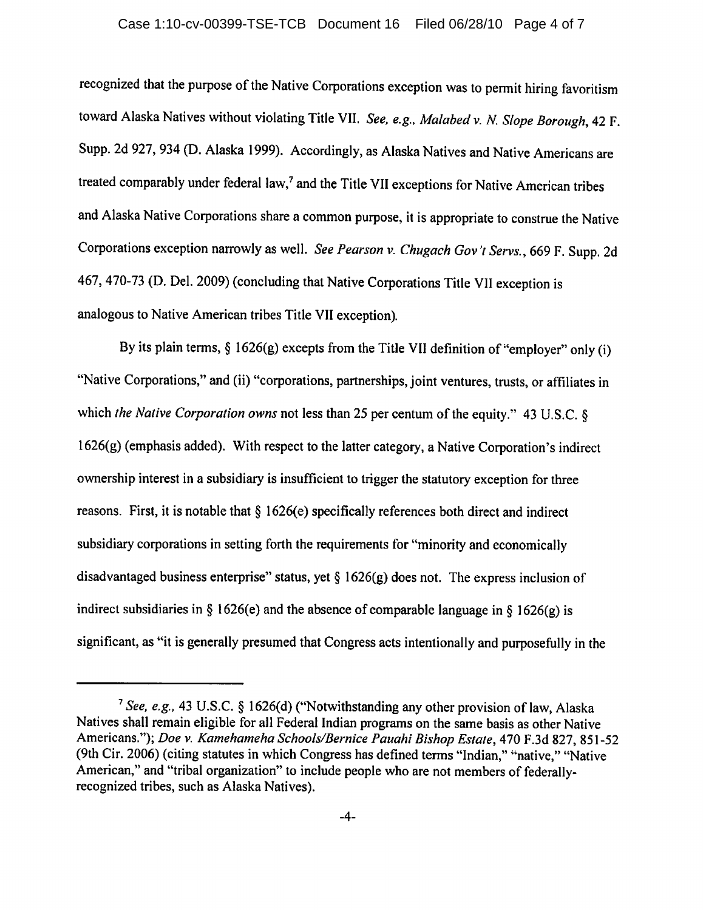recognized that the purpose of the Native Corporations exception was to permit hiring favoritism toward Alaska Natives without violating Title VII. *See, e.g., Malabed v. N. Slope Borough*, 42 F. Supp. 2d 927, 934 (D. Alaska 1999). Accordingly, as Alaska Natives and Native Americans are treated comparably under federal law,[7] and the Title VII exceptions for Native American tribes and Alaska Native Corporations share a common purpose, it is appropriate to construe the Native Corporations exception narrowly as well. *See Pearson v. Chugach Gov't Servs.*, 669 F. Supp. 2d 467, 470-73 (D. Del. 2009) (concluding that Native Corporations Title VII exception is analogous to Native American tribes Title VII exception).

By its plain terms, § 1626(g) excepts from the Title VII definition of "employer" only (i) "Native Corporations," and (ii) "corporations, partnerships, joint ventures, trusts, or affiliates in which *the Native Corporation owns* not less than 25 per centum of the equity." 43 U.S.C. § 1626(g) (emphasis added). With respect to the latter category, a Native Corporation's indirect ownership interest in a subsidiary is insufficient to trigger the statutory exception for three reasons. First, it is notable that § 1626(e) specifically references both direct and indirect subsidiary corporations in setting forth the requirements for "minority and economically disadvantaged business enterprise" status, yet § 1626(g) does not. The express inclusion of indirect subsidiaries in § 1626(e) and the absence of comparable language in § 1626(g) is significant, as "it is generally presumed that Congress acts intentionally and purposefully in the

---

[7] *See, e.g.*, 43 U.S.C. § 1626(d) ("Notwithstanding any other provision of law, Alaska Natives shall remain eligible for all Federal Indian programs on the same basis as other Native Americans."); *Doe v. Kamehameha Schools/Bernice Pauahi Bishop Estate*, 470 F.3d 827, 851-52 (9th Cir. 2006) (citing statutes in which Congress has defined terms "Indian," "native," "Native American," and "tribal organization" to include people who are not members of federally-recognized tribes, such as Alaska Natives).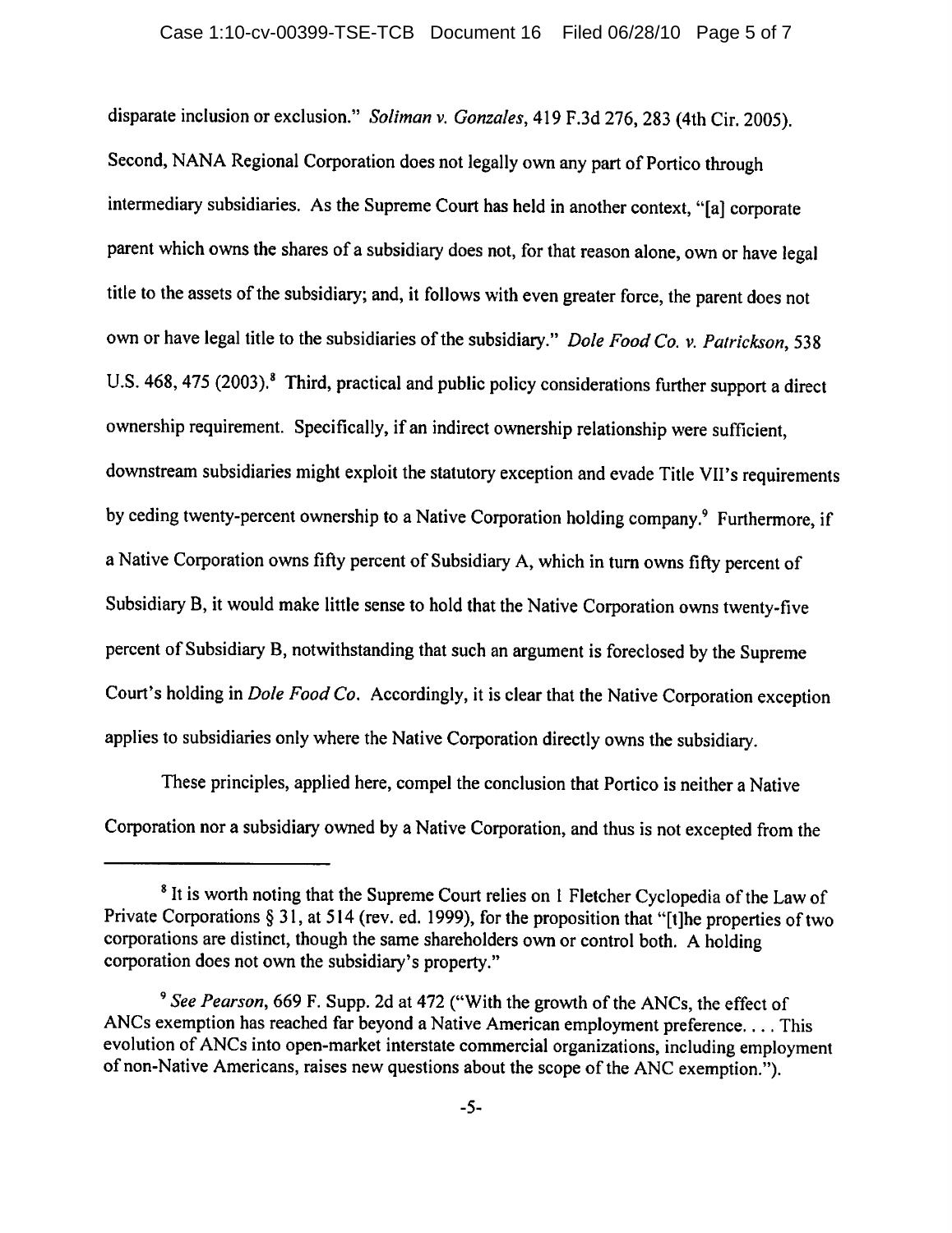disparate inclusion or exclusion." *Soliman v. Gonzales*, 419 F.3d 276, 283 (4th Cir. 2005). Second, NANA Regional Corporation does not legally own any part of Portico through intermediary subsidiaries. As the Supreme Court has held in another context, "[a] corporate parent which owns the shares of a subsidiary does not, for that reason alone, own or have legal title to the assets of the subsidiary; and, it follows with even greater force, the parent does not own or have legal title to the subsidiaries of the subsidiary." *Dole Food Co. v. Patrickson*, 538 U.S. 468, 475 (2003).[8] Third, practical and public policy considerations further support a direct ownership requirement. Specifically, if an indirect ownership relationship were sufficient, downstream subsidiaries might exploit the statutory exception and evade Title VII's requirements by ceding twenty-percent ownership to a Native Corporation holding company.[9] Furthermore, if a Native Corporation owns fifty percent of Subsidiary A, which in turn owns fifty percent of Subsidiary B, it would make little sense to hold that the Native Corporation owns twenty-five percent of Subsidiary B, notwithstanding that such an argument is foreclosed by the Supreme Court's holding in *Dole Food Co.* Accordingly, it is clear that the Native Corporation exception applies to subsidiaries only where the Native Corporation directly owns the subsidiary.

These principles, applied here, compel the conclusion that Portico is neither a Native Corporation nor a subsidiary owned by a Native Corporation, and thus is not excepted from the

---

[8] It is worth noting that the Supreme Court relies on 1 Fletcher Cyclopedia of the Law of Private Corporations § 31, at 514 (rev. ed. 1999), for the proposition that "[t]he properties of two corporations are distinct, though the same shareholders own or control both. A holding corporation does not own the subsidiary's property."

[9] *See Pearson*, 669 F. Supp. 2d at 472 ("With the growth of the ANCs, the effect of ANCs exemption has reached far beyond a Native American employment preference. . . . This evolution of ANCs into open-market interstate commercial organizations, including employment of non-Native Americans, raises new questions about the scope of the ANC exemption.").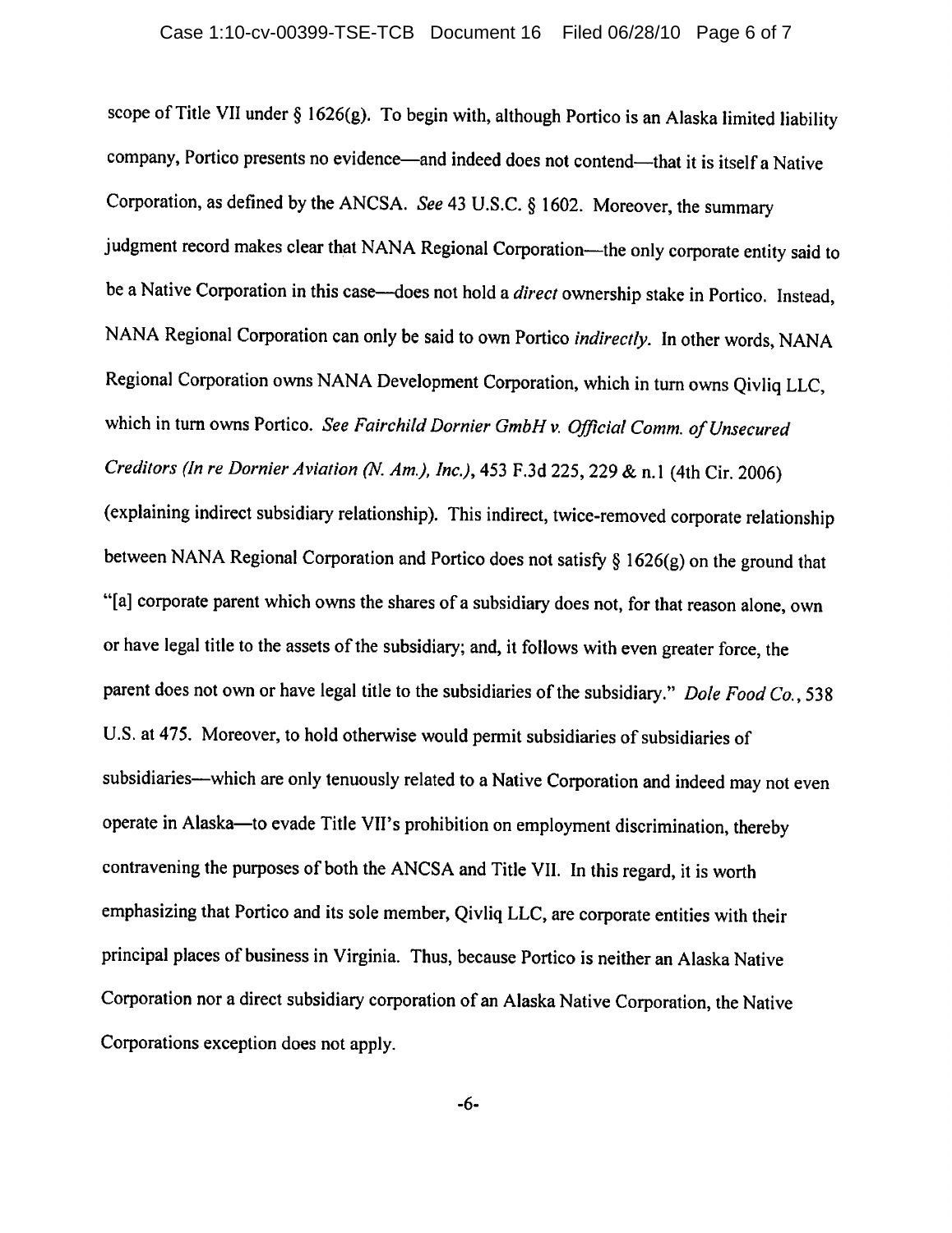scope of Title VII under § 1626(g). To begin with, although Portico is an Alaska limited liability company, Portico presents no evidence—and indeed does not contend—that it is itself a Native Corporation, as defined by the ANCSA. *See* 43 U.S.C. § 1602. Moreover, the summary judgment record makes clear that NANA Regional Corporation—the only corporate entity said to be a Native Corporation in this case—does not hold a *direct* ownership stake in Portico. Instead, NANA Regional Corporation can only be said to own Portico *indirectly*. In other words, NANA Regional Corporation owns NANA Development Corporation, which in turn owns Qivliq LLC, which in turn owns Portico. *See Fairchild Dornier GmbH v. Official Comm. of Unsecured Creditors (In re Dornier Aviation (N. Am.), Inc.)*, 453 F.3d 225, 229 & n.1 (4th Cir. 2006) (explaining indirect subsidiary relationship). This indirect, twice-removed corporate relationship between NANA Regional Corporation and Portico does not satisfy § 1626(g) on the ground that "[a] corporate parent which owns the shares of a subsidiary does not, for that reason alone, own or have legal title to the assets of the subsidiary; and, it follows with even greater force, the parent does not own or have legal title to the subsidiaries of the subsidiary." *Dole Food Co.*, 538 U.S. at 475. Moreover, to hold otherwise would permit subsidiaries of subsidiaries of subsidiaries—which are only tenuously related to a Native Corporation and indeed may not even operate in Alaska—to evade Title VII's prohibition on employment discrimination, thereby contravening the purposes of both the ANCSA and Title VII. In this regard, it is worth emphasizing that Portico and its sole member, Qivliq LLC, are corporate entities with their principal places of business in Virginia. Thus, because Portico is neither an Alaska Native Corporation nor a direct subsidiary corporation of an Alaska Native Corporation, the Native Corporations exception does not apply.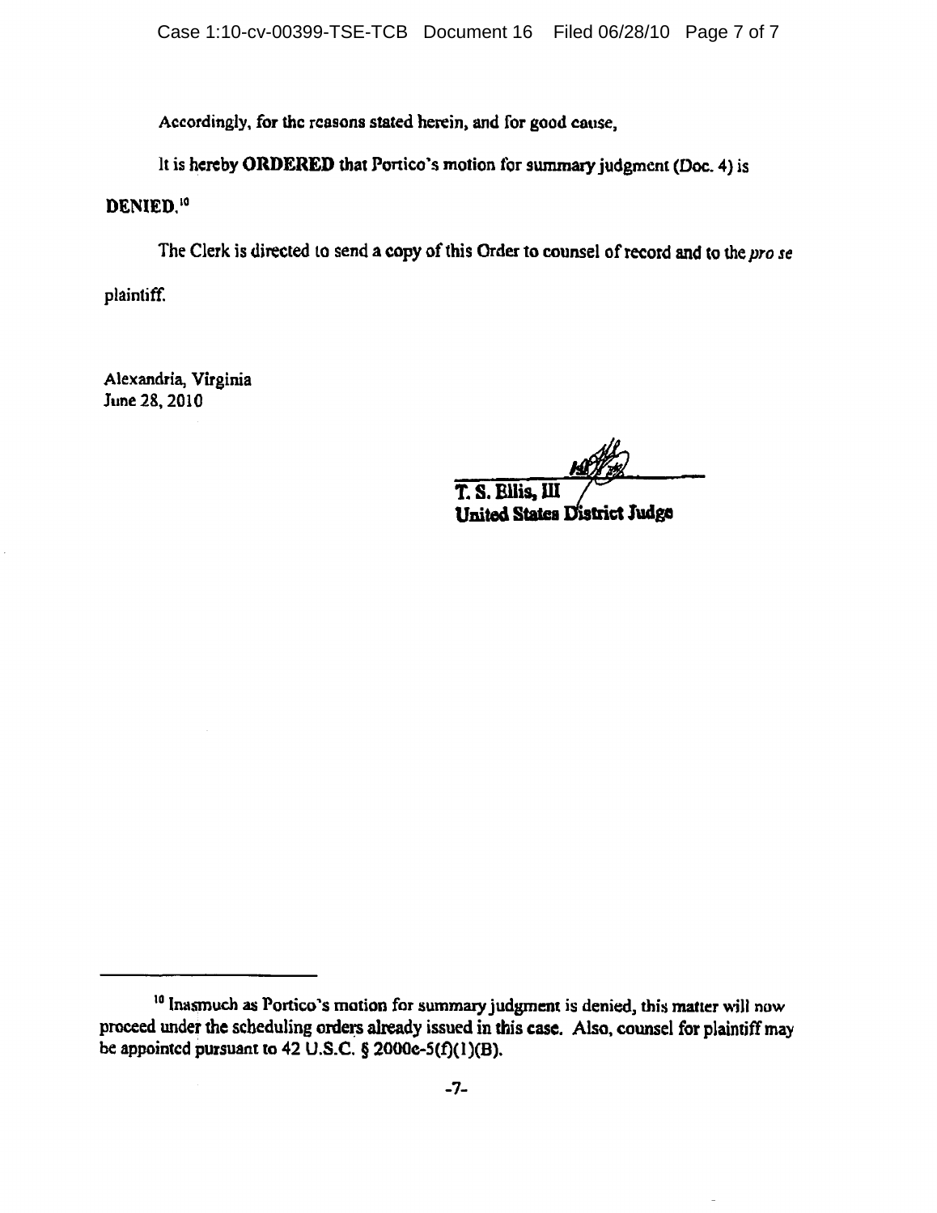Accordingly, for the reasons stated herein, and for good cause,

It is hereby **ORDERED** that Portico's motion for summary judgment (Doc. 4) is **DENIED.**[10]

The Clerk is directed to send a copy of this Order to counsel of record and to the *pro se* plaintiff.

Alexandria, Virginia
June 28, 2010

**T. S. Ellis, III**
**United States District Judge**

---

[10] Inasmuch as Portico's motion for summary judgment is denied, this matter will now proceed under the scheduling orders already issued in this case. Also, counsel for plaintiff may be appointed pursuant to 42 U.S.C. § 2000e-5(f)(1)(B).